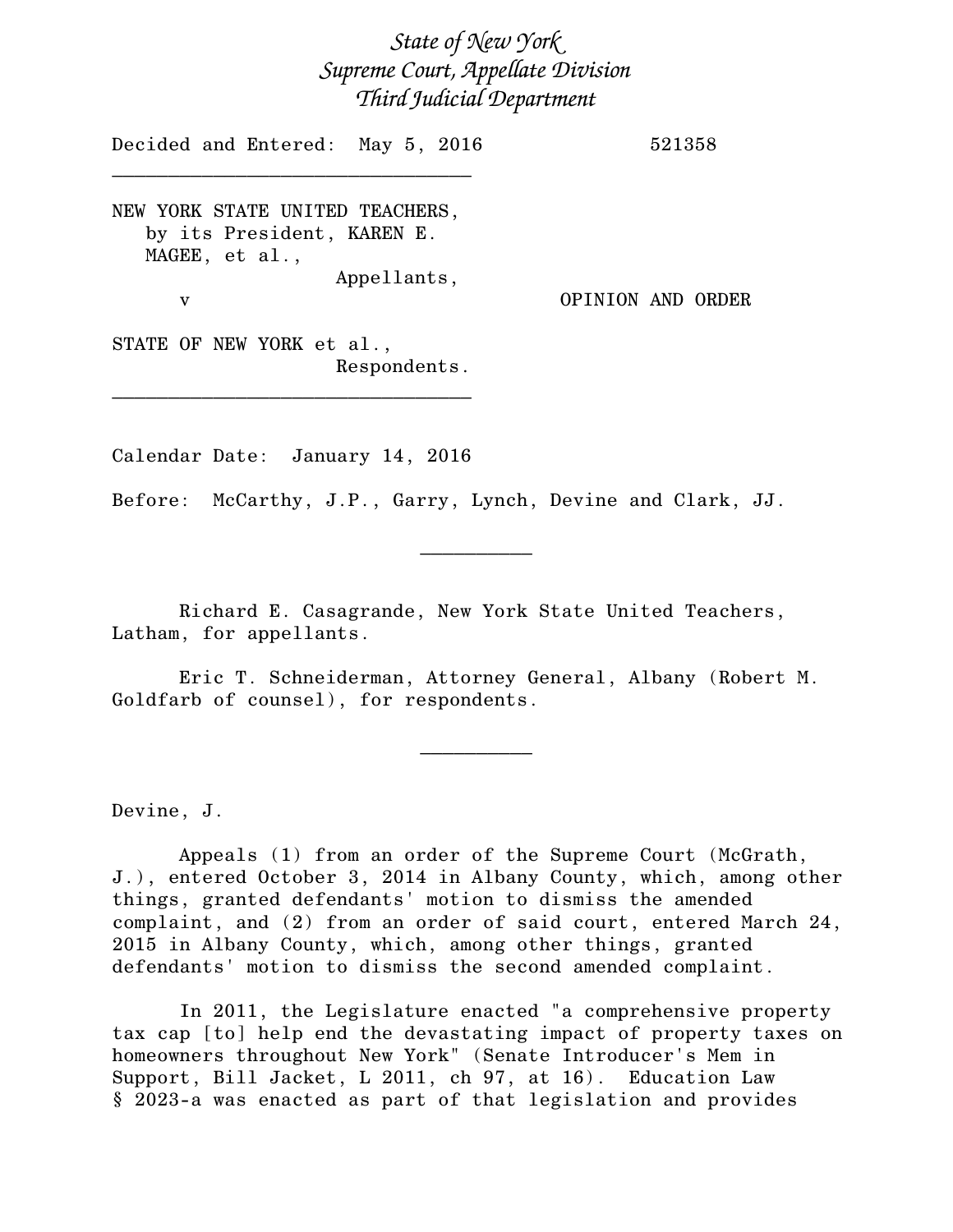*State of New York*
*Supreme Court, Appellate Division*
*Third Judicial Department*

Decided and Entered: May 5, 2016 521358

---

NEW YORK STATE UNITED TEACHERS,
by its President, KAREN E.
MAGEE, et al.,
Appellants,
v

OPINION AND ORDER

STATE OF NEW YORK et al.,
Respondents.

---

Calendar Date: January 14, 2016

Before: McCarthy, J.P., Garry, Lynch, Devine and Clark, JJ.

---

Richard E. Casagrande, New York State United Teachers, Latham, for appellants.

Eric T. Schneiderman, Attorney General, Albany (Robert M. Goldfarb of counsel), for respondents.

---

Devine, J.

Appeals (1) from an order of the Supreme Court (McGrath, J.), entered October 3, 2014 in Albany County, which, among other things, granted defendants' motion to dismiss the amended complaint, and (2) from an order of said court, entered March 24, 2015 in Albany County, which, among other things, granted defendants' motion to dismiss the second amended complaint.

In 2011, the Legislature enacted "a comprehensive property tax cap [to] help end the devastating impact of property taxes on homeowners throughout New York" (Senate Introducer's Mem in Support, Bill Jacket, L 2011, ch 97, at 16). Education Law § 2023-a was enacted as part of that legislation and provides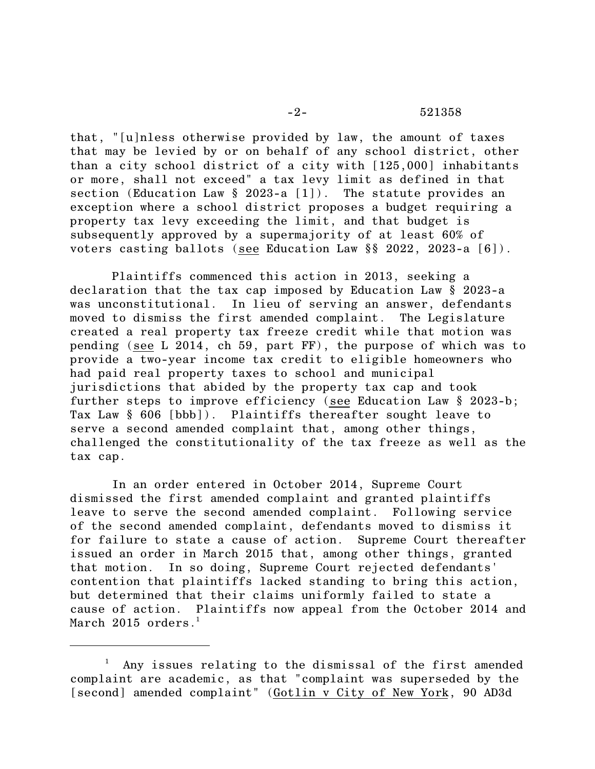that, "[u]nless otherwise provided by law, the amount of taxes that may be levied by or on behalf of any school district, other than a city school district of a city with [125,000] inhabitants or more, shall not exceed" a tax levy limit as defined in that section (Education Law § 2023-a [1]). The statute provides an exception where a school district proposes a budget requiring a property tax levy exceeding the limit, and that budget is subsequently approved by a supermajority of at least 60% of voters casting ballots (<u>see</u> Education Law §§ 2022, 2023-a [6]).

Plaintiffs commenced this action in 2013, seeking a declaration that the tax cap imposed by Education Law § 2023-a was unconstitutional. In lieu of serving an answer, defendants moved to dismiss the first amended complaint. The Legislature created a real property tax freeze credit while that motion was pending (<u>see</u> L 2014, ch 59, part FF), the purpose of which was to provide a two-year income tax credit to eligible homeowners who had paid real property taxes to school and municipal jurisdictions that abided by the property tax cap and took further steps to improve efficiency (<u>see</u> Education Law § 2023-b; Tax Law § 606 [bbb]). Plaintiffs thereafter sought leave to serve a second amended complaint that, among other things, challenged the constitutionality of the tax freeze as well as the tax cap.

In an order entered in October 2014, Supreme Court dismissed the first amended complaint and granted plaintiffs leave to serve the second amended complaint. Following service of the second amended complaint, defendants moved to dismiss it for failure to state a cause of action. Supreme Court thereafter issued an order in March 2015 that, among other things, granted that motion. In so doing, Supreme Court rejected defendants' contention that plaintiffs lacked standing to bring this action, but determined that their claims uniformly failed to state a cause of action. Plaintiffs now appeal from the October 2014 and March 2015 orders.[1]

---

[1] Any issues relating to the dismissal of the first amended complaint are academic, as that "complaint was superseded by the [second] amended complaint" (<u>Gotlin v City of New York</u>, 90 AD3d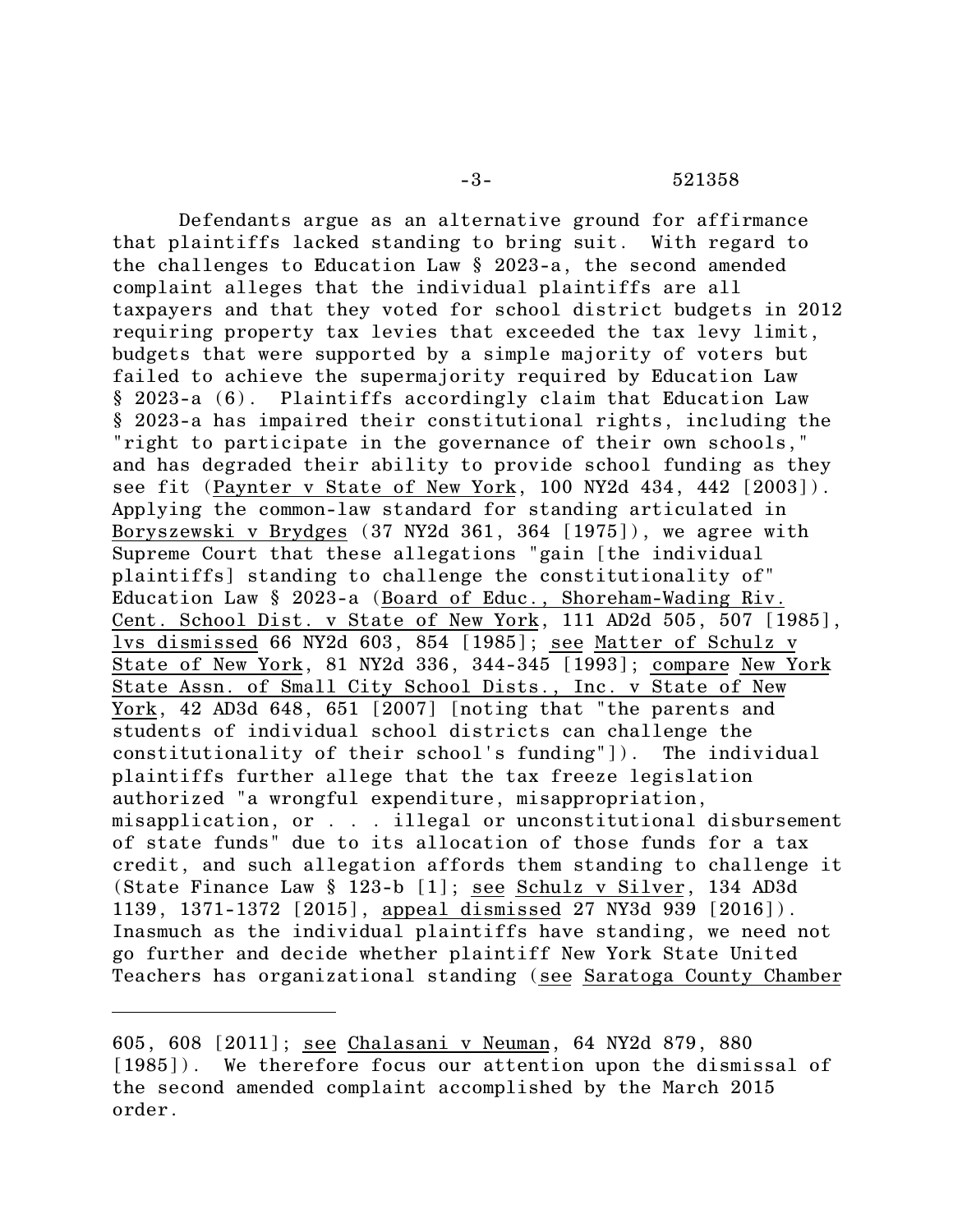Defendants argue as an alternative ground for affirmance that plaintiffs lacked standing to bring suit. With regard to the challenges to Education Law § 2023-a, the second amended complaint alleges that the individual plaintiffs are all taxpayers and that they voted for school district budgets in 2012 requiring property tax levies that exceeded the tax levy limit, budgets that were supported by a simple majority of voters but failed to achieve the supermajority required by Education Law § 2023-a (6). Plaintiffs accordingly claim that Education Law § 2023-a has impaired their constitutional rights, including the "right to participate in the governance of their own schools," and has degraded their ability to provide school funding as they see fit (Paynter v State of New York, 100 NY2d 434, 442 [2003]). Applying the common-law standard for standing articulated in Boryszewski v Brydges (37 NY2d 361, 364 [1975]), we agree with Supreme Court that these allegations "gain [the individual plaintiffs] standing to challenge the constitutionality of" Education Law § 2023-a (Board of Educ., Shoreham-Wading Riv. Cent. School Dist. v State of New York, 111 AD2d 505, 507 [1985], lvs dismissed 66 NY2d 603, 854 [1985]; see Matter of Schulz v State of New York, 81 NY2d 336, 344-345 [1993]; compare New York State Assn. of Small City School Dists., Inc. v State of New York, 42 AD3d 648, 651 [2007] [noting that "the parents and students of individual school districts can challenge the constitutionality of their school's funding"]). The individual plaintiffs further allege that the tax freeze legislation authorized "a wrongful expenditure, misappropriation, misapplication, or . . . illegal or unconstitutional disbursement of state funds" due to its allocation of those funds for a tax credit, and such allegation affords them standing to challenge it (State Finance Law § 123-b [1]; see Schulz v Silver, 134 AD3d 1139, 1371-1372 [2015], appeal dismissed 27 NY3d 939 [2016]). Inasmuch as the individual plaintiffs have standing, we need not go further and decide whether plaintiff New York State United Teachers has organizational standing (see Saratoga County Chamber

---

605, 608 [2011]; see Chalasani v Neuman, 64 NY2d 879, 880 [1985]). We therefore focus our attention upon the dismissal of the second amended complaint accomplished by the March 2015 order.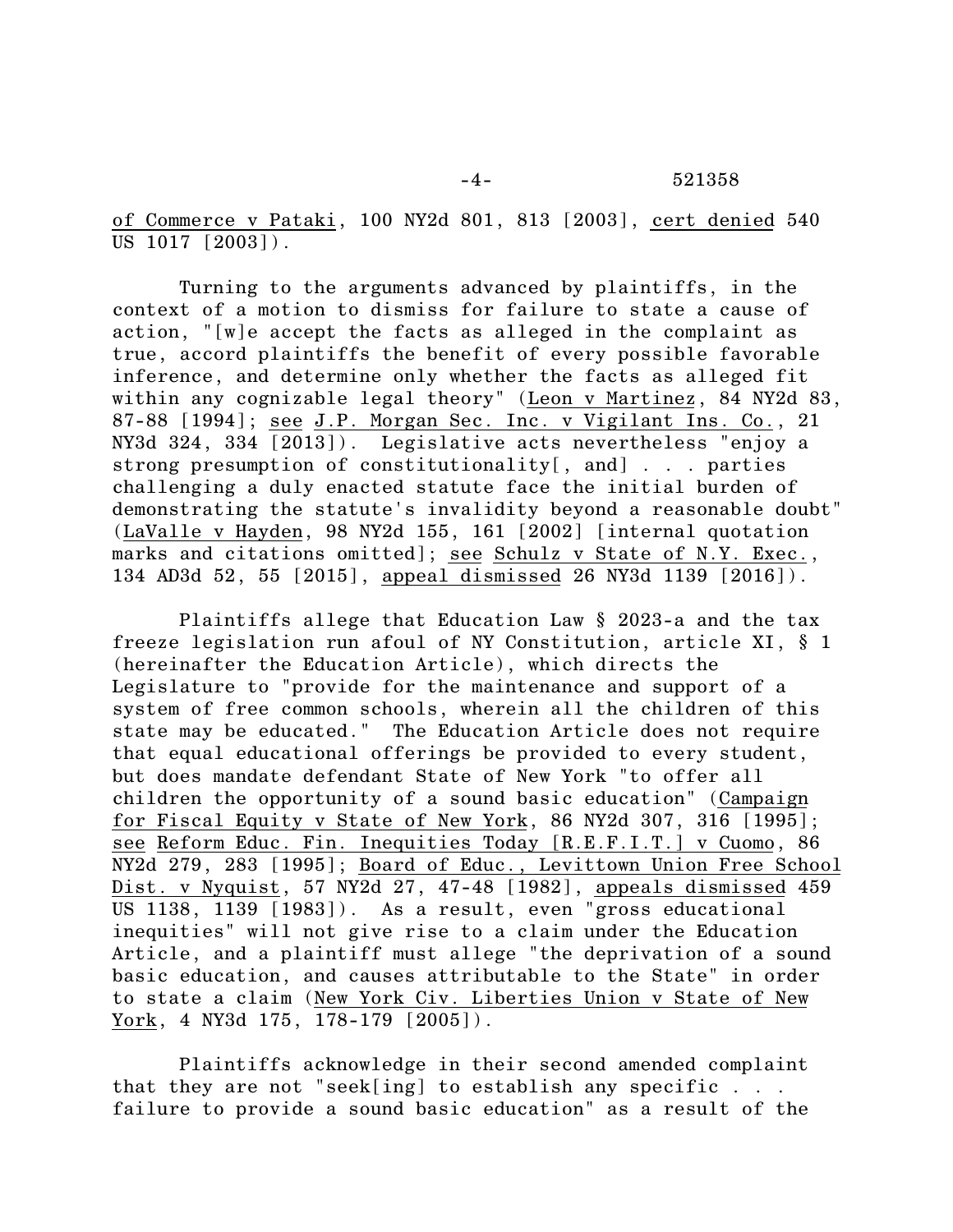of Commerce v Pataki, 100 NY2d 801, 813 [2003], cert denied 540 US 1017 [2003]).

Turning to the arguments advanced by plaintiffs, in the context of a motion to dismiss for failure to state a cause of action, "[w]e accept the facts as alleged in the complaint as true, accord plaintiffs the benefit of every possible favorable inference, and determine only whether the facts as alleged fit within any cognizable legal theory" (Leon v Martinez, 84 NY2d 83, 87-88 [1994]; see J.P. Morgan Sec. Inc. v Vigilant Ins. Co., 21 NY3d 324, 334 [2013]). Legislative acts nevertheless "enjoy a strong presumption of constitutionality[, and] . . . parties challenging a duly enacted statute face the initial burden of demonstrating the statute's invalidity beyond a reasonable doubt" (LaValle v Hayden, 98 NY2d 155, 161 [2002] [internal quotation marks and citations omitted]; see Schulz v State of N.Y. Exec., 134 AD3d 52, 55 [2015], appeal dismissed 26 NY3d 1139 [2016]).

Plaintiffs allege that Education Law § 2023-a and the tax freeze legislation run afoul of NY Constitution, article XI, § 1 (hereinafter the Education Article), which directs the Legislature to "provide for the maintenance and support of a system of free common schools, wherein all the children of this state may be educated." The Education Article does not require that equal educational offerings be provided to every student, but does mandate defendant State of New York "to offer all children the opportunity of a sound basic education" (Campaign for Fiscal Equity v State of New York, 86 NY2d 307, 316 [1995]; see Reform Educ. Fin. Inequities Today [R.E.F.I.T.] v Cuomo, 86 NY2d 279, 283 [1995]; Board of Educ., Levittown Union Free School Dist. v Nyquist, 57 NY2d 27, 47-48 [1982], appeals dismissed 459 US 1138, 1139 [1983]). As a result, even "gross educational inequities" will not give rise to a claim under the Education Article, and a plaintiff must allege "the deprivation of a sound basic education, and causes attributable to the State" in order to state a claim (New York Civ. Liberties Union v State of New York, 4 NY3d 175, 178-179 [2005]).

Plaintiffs acknowledge in their second amended complaint that they are not "seek[ing] to establish any specific . . . failure to provide a sound basic education" as a result of the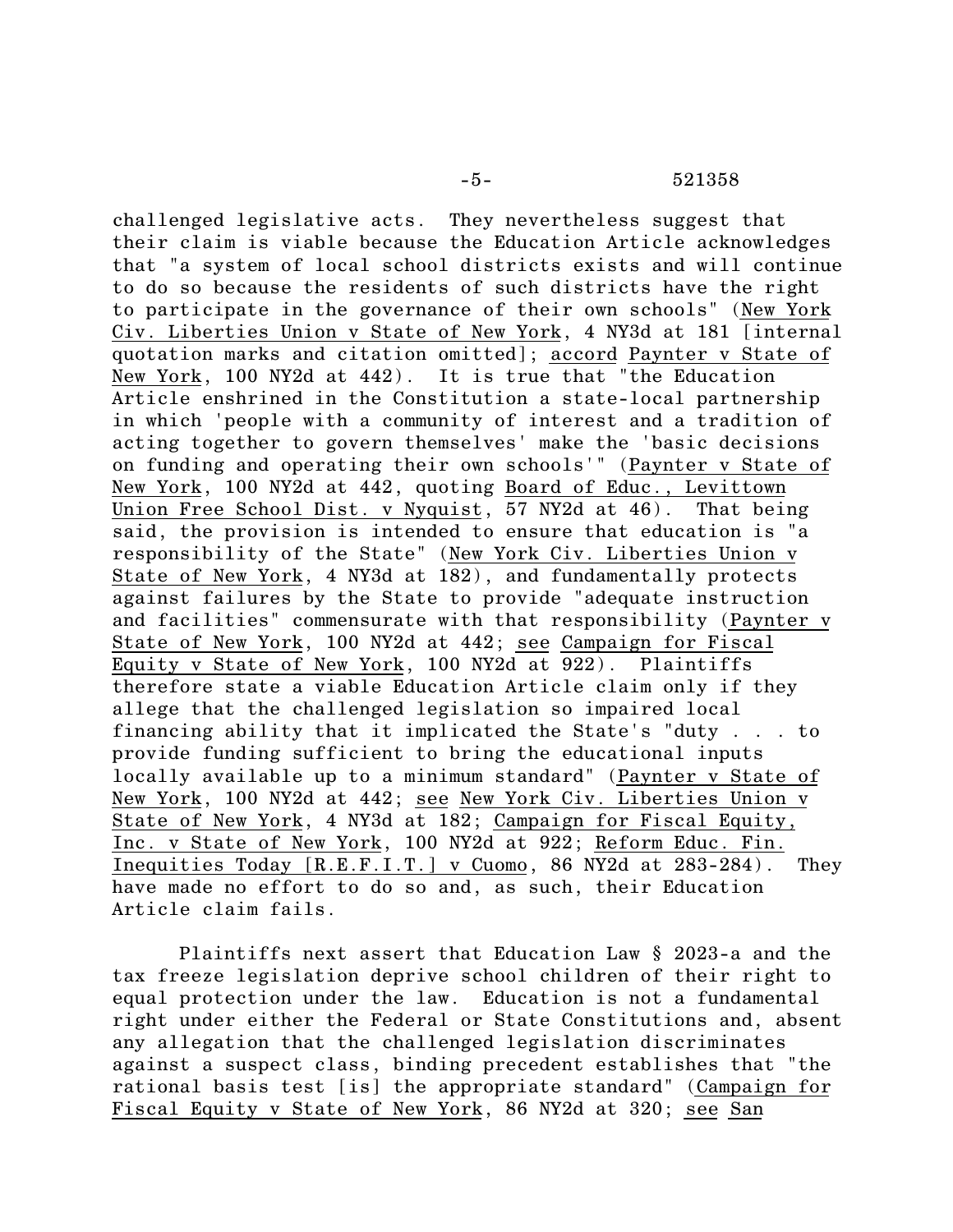challenged legislative acts. They nevertheless suggest that their claim is viable because the Education Article acknowledges that "a system of local school districts exists and will continue to do so because the residents of such districts have the right to participate in the governance of their own schools" (New York Civ. Liberties Union v State of New York, 4 NY3d at 181 [internal quotation marks and citation omitted]; accord Paynter v State of New York, 100 NY2d at 442). It is true that "the Education Article enshrined in the Constitution a state-local partnership in which 'people with a community of interest and a tradition of acting together to govern themselves' make the 'basic decisions on funding and operating their own schools'" (Paynter v State of New York, 100 NY2d at 442, quoting Board of Educ., Levittown Union Free School Dist. v Nyquist, 57 NY2d at 46). That being said, the provision is intended to ensure that education is "a responsibility of the State" (New York Civ. Liberties Union v State of New York, 4 NY3d at 182), and fundamentally protects against failures by the State to provide "adequate instruction and facilities" commensurate with that responsibility (Paynter v State of New York, 100 NY2d at 442; see Campaign for Fiscal Equity v State of New York, 100 NY2d at 922). Plaintiffs therefore state a viable Education Article claim only if they allege that the challenged legislation so impaired local financing ability that it implicated the State's "duty . . . to provide funding sufficient to bring the educational inputs locally available up to a minimum standard" (Paynter v State of New York, 100 NY2d at 442; see New York Civ. Liberties Union v State of New York, 4 NY3d at 182; Campaign for Fiscal Equity, Inc. v State of New York, 100 NY2d at 922; Reform Educ. Fin. Inequities Today [R.E.F.I.T.] v Cuomo, 86 NY2d at 283-284). They have made no effort to do so and, as such, their Education Article claim fails.

Plaintiffs next assert that Education Law § 2023-a and the tax freeze legislation deprive school children of their right to equal protection under the law. Education is not a fundamental right under either the Federal or State Constitutions and, absent any allegation that the challenged legislation discriminates against a suspect class, binding precedent establishes that "the rational basis test [is] the appropriate standard" (Campaign for Fiscal Equity v State of New York, 86 NY2d at 320; see San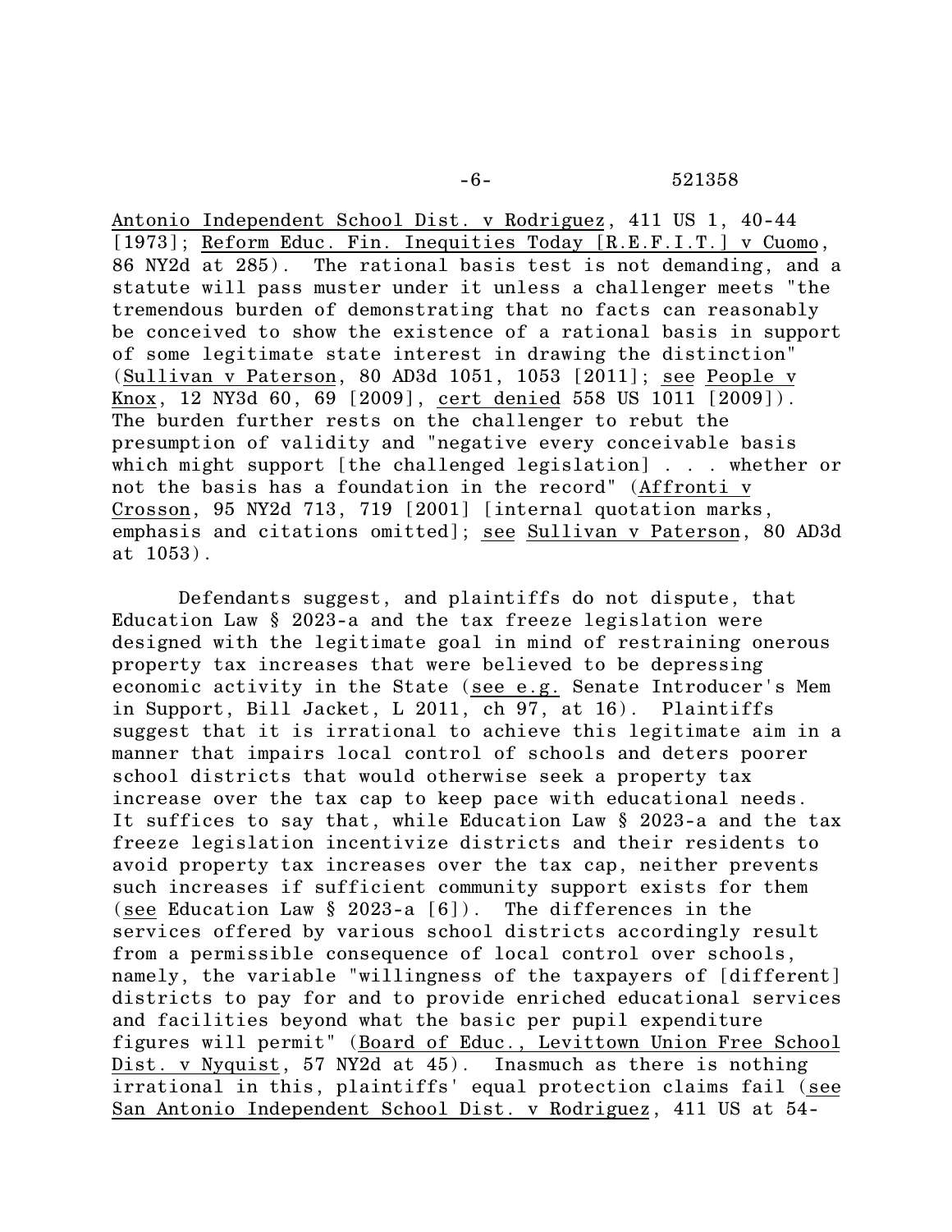Antonio Independent School Dist. v Rodriguez, 411 US 1, 40-44 [1973]; Reform Educ. Fin. Inequities Today [R.E.F.I.T.] v Cuomo, 86 NY2d at 285). The rational basis test is not demanding, and a statute will pass muster under it unless a challenger meets "the tremendous burden of demonstrating that no facts can reasonably be conceived to show the existence of a rational basis in support of some legitimate state interest in drawing the distinction" (Sullivan v Paterson, 80 AD3d 1051, 1053 [2011]; see People v Knox, 12 NY3d 60, 69 [2009], cert denied 558 US 1011 [2009]). The burden further rests on the challenger to rebut the presumption of validity and "negative every conceivable basis which might support [the challenged legislation] . . . whether or not the basis has a foundation in the record" (Affronti v Crosson, 95 NY2d 713, 719 [2001] [internal quotation marks, emphasis and citations omitted]; see Sullivan v Paterson, 80 AD3d at 1053).

Defendants suggest, and plaintiffs do not dispute, that Education Law § 2023-a and the tax freeze legislation were designed with the legitimate goal in mind of restraining onerous property tax increases that were believed to be depressing economic activity in the State (see e.g. Senate Introducer's Mem in Support, Bill Jacket, L 2011, ch 97, at 16). Plaintiffs suggest that it is irrational to achieve this legitimate aim in a manner that impairs local control of schools and deters poorer school districts that would otherwise seek a property tax increase over the tax cap to keep pace with educational needs. It suffices to say that, while Education Law § 2023-a and the tax freeze legislation incentivize districts and their residents to avoid property tax increases over the tax cap, neither prevents such increases if sufficient community support exists for them (see Education Law § 2023-a [6]). The differences in the services offered by various school districts accordingly result from a permissible consequence of local control over schools, namely, the variable "willingness of the taxpayers of [different] districts to pay for and to provide enriched educational services and facilities beyond what the basic per pupil expenditure figures will permit" (Board of Educ., Levittown Union Free School Dist. v Nyquist, 57 NY2d at 45). Inasmuch as there is nothing irrational in this, plaintiffs' equal protection claims fail (see San Antonio Independent School Dist. v Rodriguez, 411 US at 54-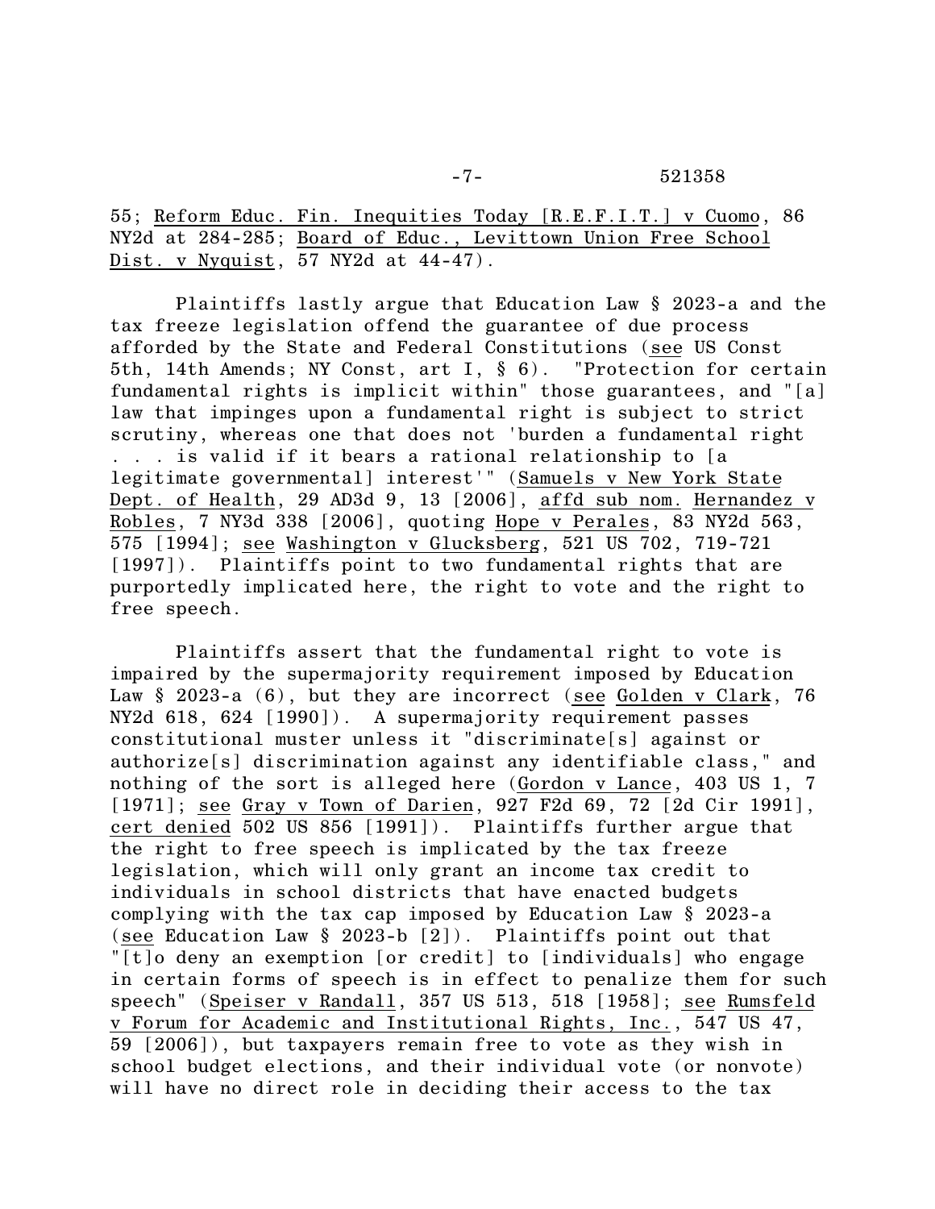55; Reform Educ. Fin. Inequities Today [R.E.F.I.T.] v Cuomo, 86 NY2d at 284-285; Board of Educ., Levittown Union Free School Dist. v Nyquist, 57 NY2d at 44-47).

Plaintiffs lastly argue that Education Law § 2023-a and the tax freeze legislation offend the guarantee of due process afforded by the State and Federal Constitutions (see US Const 5th, 14th Amends; NY Const, art I, § 6). "Protection for certain fundamental rights is implicit within" those guarantees, and "[a] law that impinges upon a fundamental right is subject to strict scrutiny, whereas one that does not 'burden a fundamental right . . . is valid if it bears a rational relationship to [a legitimate governmental] interest'" (Samuels v New York State Dept. of Health, 29 AD3d 9, 13 [2006], affd sub nom. Hernandez v Robles, 7 NY3d 338 [2006], quoting Hope v Perales, 83 NY2d 563, 575 [1994]; see Washington v Glucksberg, 521 US 702, 719-721 [1997]). Plaintiffs point to two fundamental rights that are purportedly implicated here, the right to vote and the right to free speech.

Plaintiffs assert that the fundamental right to vote is impaired by the supermajority requirement imposed by Education Law § 2023-a (6), but they are incorrect (see Golden v Clark, 76 NY2d 618, 624 [1990]). A supermajority requirement passes constitutional muster unless it "discriminate[s] against or authorize[s] discrimination against any identifiable class," and nothing of the sort is alleged here (Gordon v Lance, 403 US 1, 7 [1971]; see Gray v Town of Darien, 927 F2d 69, 72 [2d Cir 1991], cert denied 502 US 856 [1991]). Plaintiffs further argue that the right to free speech is implicated by the tax freeze legislation, which will only grant an income tax credit to individuals in school districts that have enacted budgets complying with the tax cap imposed by Education Law § 2023-a (see Education Law § 2023-b [2]). Plaintiffs point out that "[t]o deny an exemption [or credit] to [individuals] who engage in certain forms of speech is in effect to penalize them for such speech" (Speiser v Randall, 357 US 513, 518 [1958]; see Rumsfeld v Forum for Academic and Institutional Rights, Inc., 547 US 47, 59 [2006]), but taxpayers remain free to vote as they wish in school budget elections, and their individual vote (or nonvote) will have no direct role in deciding their access to the tax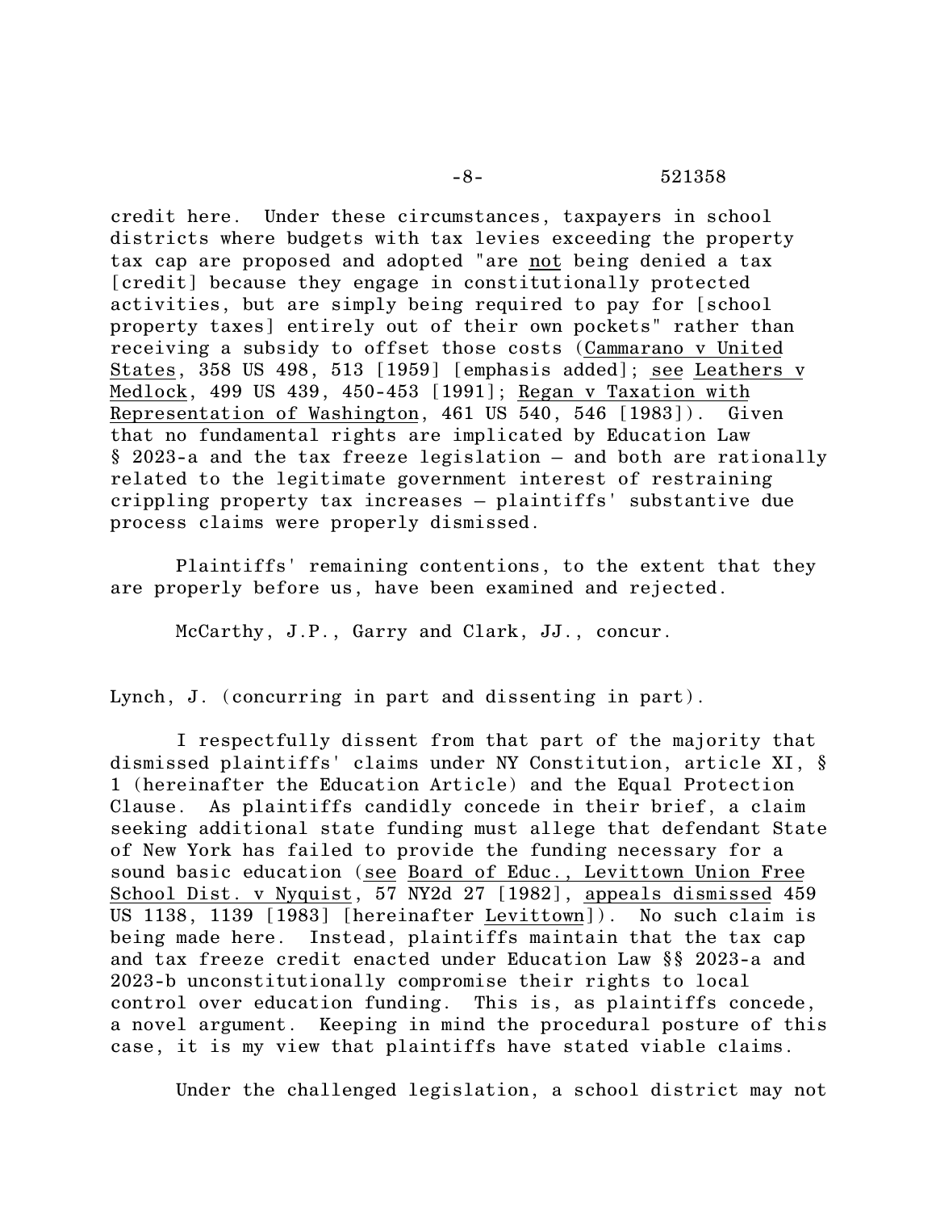credit here. Under these circumstances, taxpayers in school districts where budgets with tax levies exceeding the property tax cap are proposed and adopted "are not being denied a tax [credit] because they engage in constitutionally protected activities, but are simply being required to pay for [school property taxes] entirely out of their own pockets" rather than receiving a subsidy to offset those costs (Cammarano v United States, 358 US 498, 513 [1959] [emphasis added]; see Leathers v Medlock, 499 US 439, 450-453 [1991]; Regan v Taxation with Representation of Washington, 461 US 540, 546 [1983]). Given that no fundamental rights are implicated by Education Law § 2023-a and the tax freeze legislation – and both are rationally related to the legitimate government interest of restraining crippling property tax increases – plaintiffs' substantive due process claims were properly dismissed.

Plaintiffs' remaining contentions, to the extent that they are properly before us, have been examined and rejected.

McCarthy, J.P., Garry and Clark, JJ., concur.

Lynch, J. (concurring in part and dissenting in part).

I respectfully dissent from that part of the majority that dismissed plaintiffs' claims under NY Constitution, article XI, § 1 (hereinafter the Education Article) and the Equal Protection Clause. As plaintiffs candidly concede in their brief, a claim seeking additional state funding must allege that defendant State of New York has failed to provide the funding necessary for a sound basic education (see Board of Educ., Levittown Union Free School Dist. v Nyquist, 57 NY2d 27 [1982], appeals dismissed 459 US 1138, 1139 [1983] [hereinafter Levittown]). No such claim is being made here. Instead, plaintiffs maintain that the tax cap and tax freeze credit enacted under Education Law §§ 2023-a and 2023-b unconstitutionally compromise their rights to local control over education funding. This is, as plaintiffs concede, a novel argument. Keeping in mind the procedural posture of this case, it is my view that plaintiffs have stated viable claims.

Under the challenged legislation, a school district may not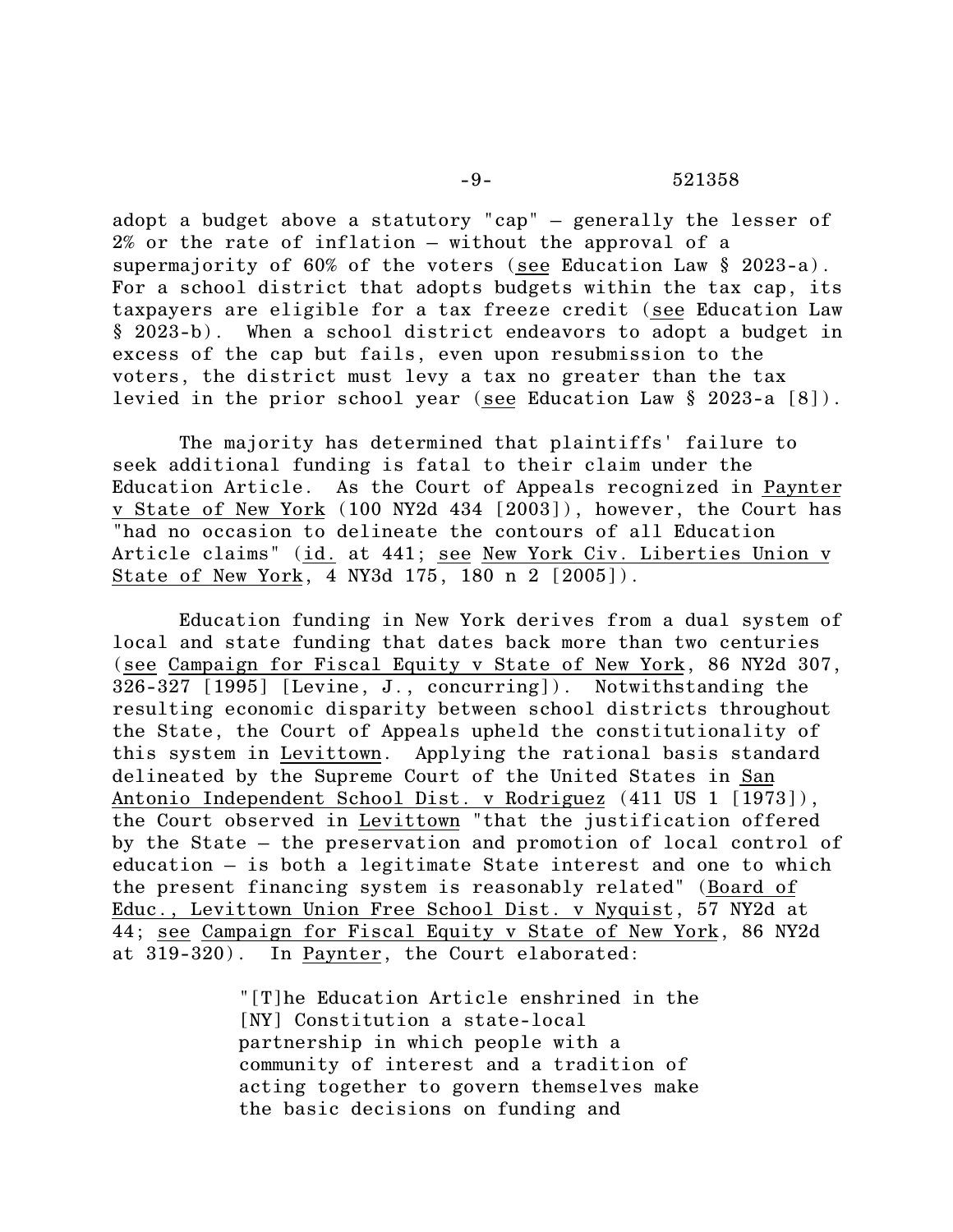adopt a budget above a statutory "cap" — generally the lesser of 2% or the rate of inflation — without the approval of a supermajority of 60% of the voters (see Education Law § 2023-a). For a school district that adopts budgets within the tax cap, its taxpayers are eligible for a tax freeze credit (see Education Law § 2023-b). When a school district endeavors to adopt a budget in excess of the cap but fails, even upon resubmission to the voters, the district must levy a tax no greater than the tax levied in the prior school year (see Education Law § 2023-a [8]).

The majority has determined that plaintiffs' failure to seek additional funding is fatal to their claim under the Education Article. As the Court of Appeals recognized in Paynter v State of New York (100 NY2d 434 [2003]), however, the Court has "had no occasion to delineate the contours of all Education Article claims" (id. at 441; see New York Civ. Liberties Union v State of New York, 4 NY3d 175, 180 n 2 [2005]).

Education funding in New York derives from a dual system of local and state funding that dates back more than two centuries (see Campaign for Fiscal Equity v State of New York, 86 NY2d 307, 326-327 [1995] [Levine, J., concurring]). Notwithstanding the resulting economic disparity between school districts throughout the State, the Court of Appeals upheld the constitutionality of this system in Levittown. Applying the rational basis standard delineated by the Supreme Court of the United States in San Antonio Independent School Dist. v Rodriguez (411 US 1 [1973]), the Court observed in Levittown "that the justification offered by the State — the preservation and promotion of local control of education — is both a legitimate State interest and one to which the present financing system is reasonably related" (Board of Educ., Levittown Union Free School Dist. v Nyquist, 57 NY2d at 44; see Campaign for Fiscal Equity v State of New York, 86 NY2d at 319-320). In Paynter, the Court elaborated:

> "[T]he Education Article enshrined in the [NY] Constitution a state-local partnership in which people with a community of interest and a tradition of acting together to govern themselves make the basic decisions on funding and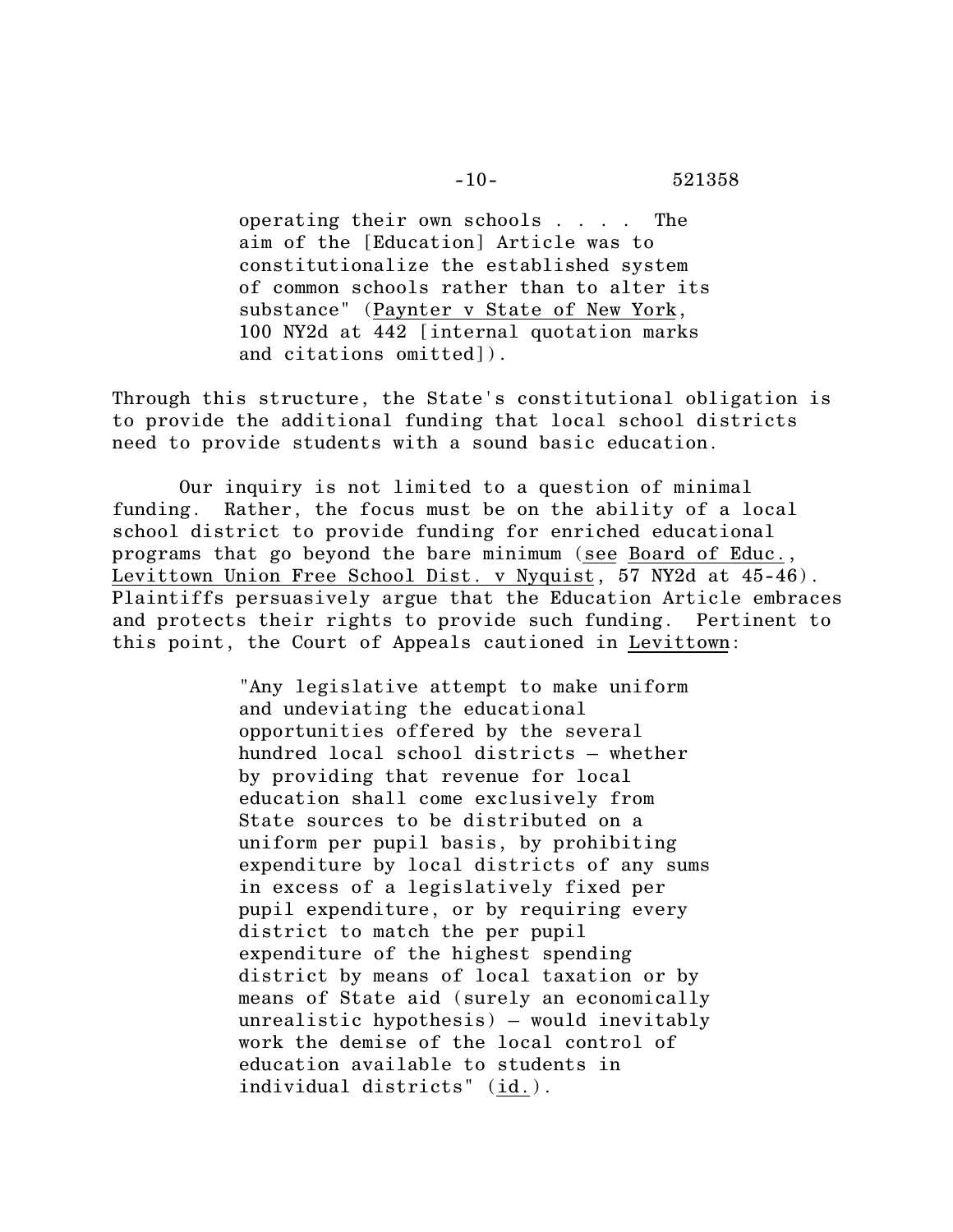> operating their own schools . . . . The aim of the [Education] Article was to constitutionalize the established system of common schools rather than to alter its substance" (Paynter v State of New York, 100 NY2d at 442 [internal quotation marks and citations omitted]).

Through this structure, the State's constitutional obligation is to provide the additional funding that local school districts need to provide students with a sound basic education.

Our inquiry is not limited to a question of minimal funding. Rather, the focus must be on the ability of a local school district to provide funding for enriched educational programs that go beyond the bare minimum (see Board of Educ., Levittown Union Free School Dist. v Nyquist, 57 NY2d at 45-46). Plaintiffs persuasively argue that the Education Article embraces and protects their rights to provide such funding. Pertinent to this point, the Court of Appeals cautioned in Levittown:

> "Any legislative attempt to make uniform and undeviating the educational opportunities offered by the several hundred local school districts – whether by providing that revenue for local education shall come exclusively from State sources to be distributed on a uniform per pupil basis, by prohibiting expenditure by local districts of any sums in excess of a legislatively fixed per pupil expenditure, or by requiring every district to match the per pupil expenditure of the highest spending district by means of local taxation or by means of State aid (surely an economically unrealistic hypothesis) – would inevitably work the demise of the local control of education available to students in individual districts" (id.).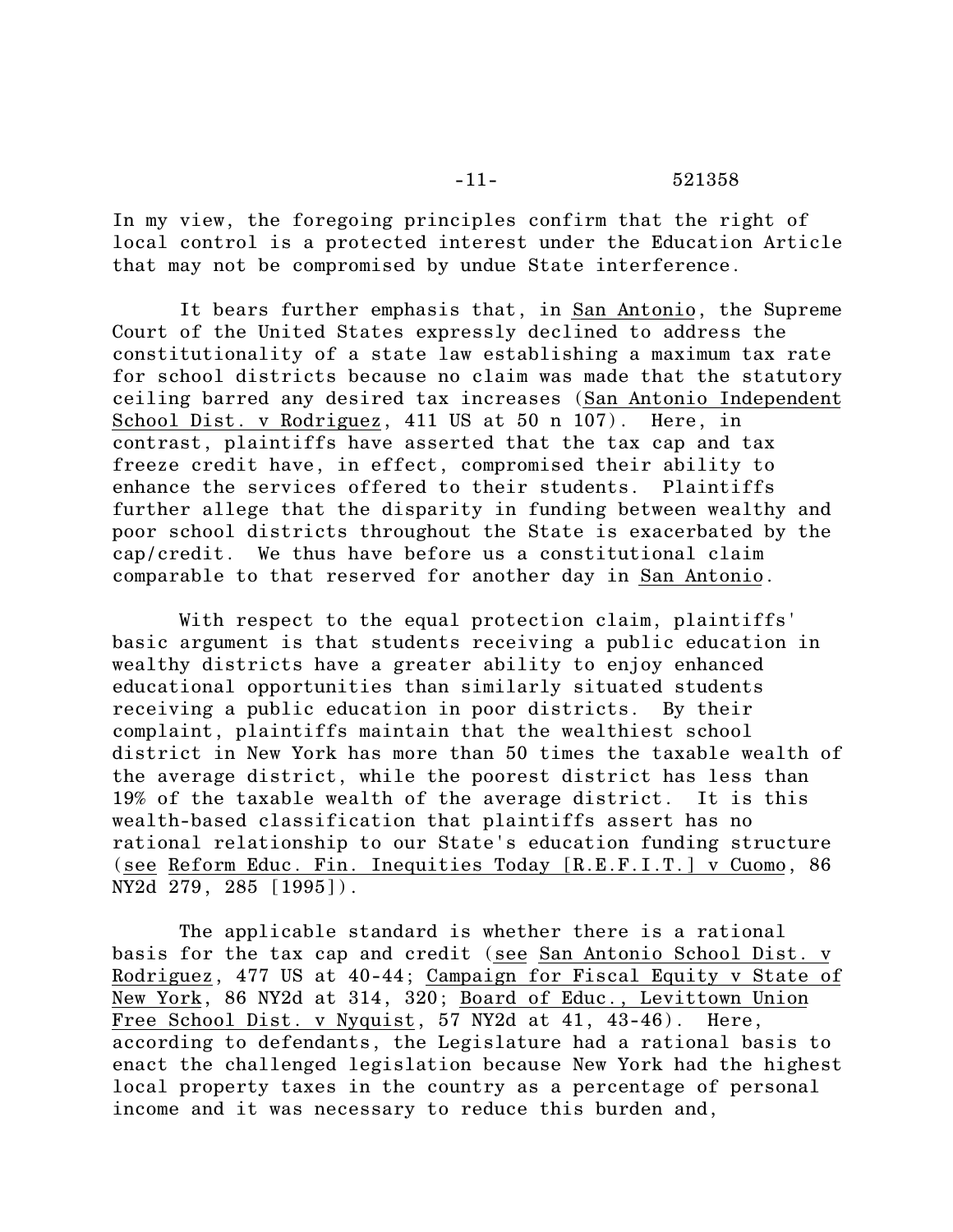In my view, the foregoing principles confirm that the right of local control is a protected interest under the Education Article that may not be compromised by undue State interference.

It bears further emphasis that, in San Antonio, the Supreme Court of the United States expressly declined to address the constitutionality of a state law establishing a maximum tax rate for school districts because no claim was made that the statutory ceiling barred any desired tax increases (San Antonio Independent School Dist. v Rodriguez, 411 US at 50 n 107). Here, in contrast, plaintiffs have asserted that the tax cap and tax freeze credit have, in effect, compromised their ability to enhance the services offered to their students. Plaintiffs further allege that the disparity in funding between wealthy and poor school districts throughout the State is exacerbated by the cap/credit. We thus have before us a constitutional claim comparable to that reserved for another day in San Antonio.

With respect to the equal protection claim, plaintiffs' basic argument is that students receiving a public education in wealthy districts have a greater ability to enjoy enhanced educational opportunities than similarly situated students receiving a public education in poor districts. By their complaint, plaintiffs maintain that the wealthiest school district in New York has more than 50 times the taxable wealth of the average district, while the poorest district has less than 19% of the taxable wealth of the average district. It is this wealth-based classification that plaintiffs assert has no rational relationship to our State's education funding structure (see Reform Educ. Fin. Inequities Today [R.E.F.I.T.] v Cuomo, 86 NY2d 279, 285 [1995]).

The applicable standard is whether there is a rational basis for the tax cap and credit (see San Antonio School Dist. v Rodriguez, 477 US at 40-44; Campaign for Fiscal Equity v State of New York, 86 NY2d at 314, 320; Board of Educ., Levittown Union Free School Dist. v Nyquist, 57 NY2d at 41, 43-46). Here, according to defendants, the Legislature had a rational basis to enact the challenged legislation because New York had the highest local property taxes in the country as a percentage of personal income and it was necessary to reduce this burden and,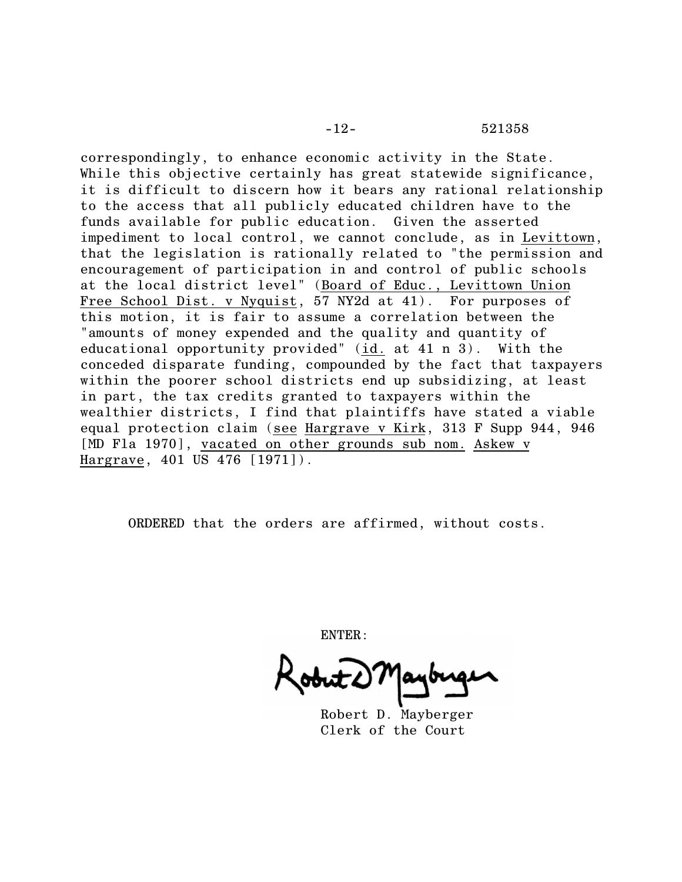correspondingly, to enhance economic activity in the State. While this objective certainly has great statewide significance, it is difficult to discern how it bears any rational relationship to the access that all publicly educated children have to the funds available for public education. Given the asserted impediment to local control, we cannot conclude, as in Levittown, that the legislation is rationally related to "the permission and encouragement of participation in and control of public schools at the local district level" (Board of Educ., Levittown Union Free School Dist. v Nyquist, 57 NY2d at 41). For purposes of this motion, it is fair to assume a correlation between the "amounts of money expended and the quality and quantity of educational opportunity provided" (id. at 41 n 3). With the conceded disparate funding, compounded by the fact that taxpayers within the poorer school districts end up subsidizing, at least in part, the tax credits granted to taxpayers within the wealthier districts, I find that plaintiffs have stated a viable equal protection claim (see Hargrave v Kirk, 313 F Supp 944, 946 [MD Fla 1970], vacated on other grounds sub nom. Askew v Hargrave, 401 US 476 [1971]).

ORDERED that the orders are affirmed, without costs.

ENTER:

Robert D. Mayberger
Clerk of the Court